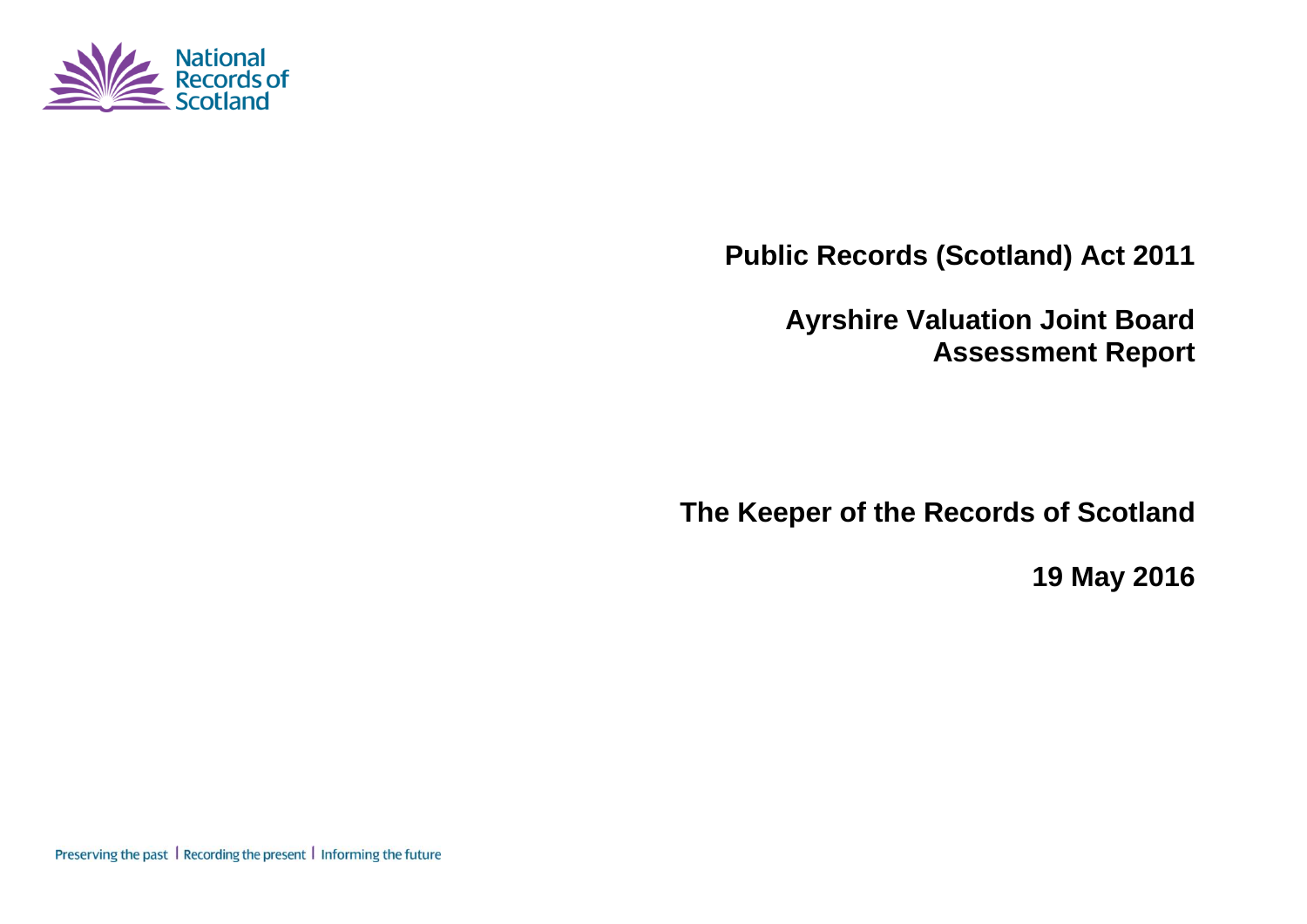National Records of Scotland

# Public Records (Scotland) Act 2011

## Ayrshire Valuation Joint Board Assessment Report

## The Keeper of the Records of Scotland

**19 May 2016**

Preserving the past | Recording the present | Informing the future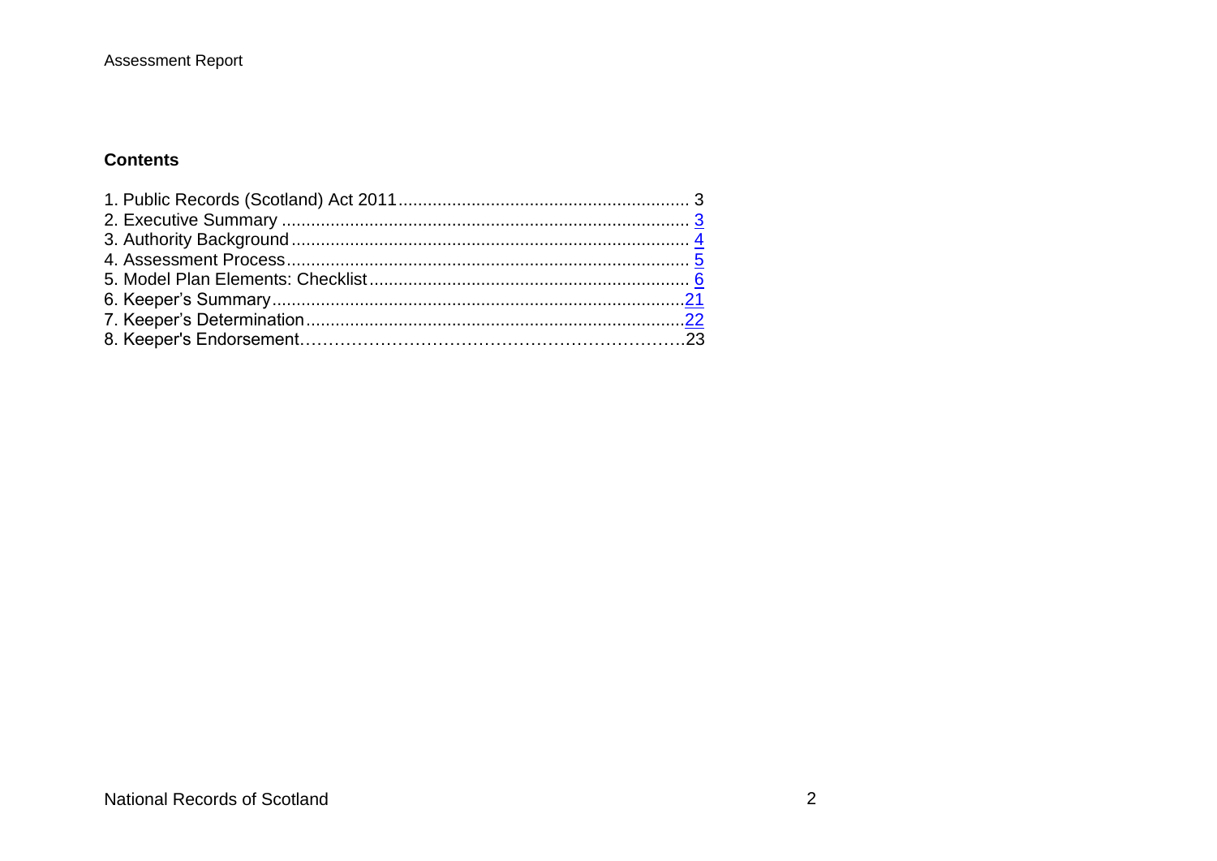## Contents

1. Public Records (Scotland) Act 2011 ........................................................... 3
2. Executive Summary ................................................................................... 3
3. Authority Background ................................................................................ 4
4. Assessment Process ................................................................................. 5
5. Model Plan Elements: Checklist ................................................................. 6
6. Keeper's Summary ................................................................................... 21
7. Keeper's Determination ............................................................................ 22
8. Keeper's Endorsement ............................................................................. 23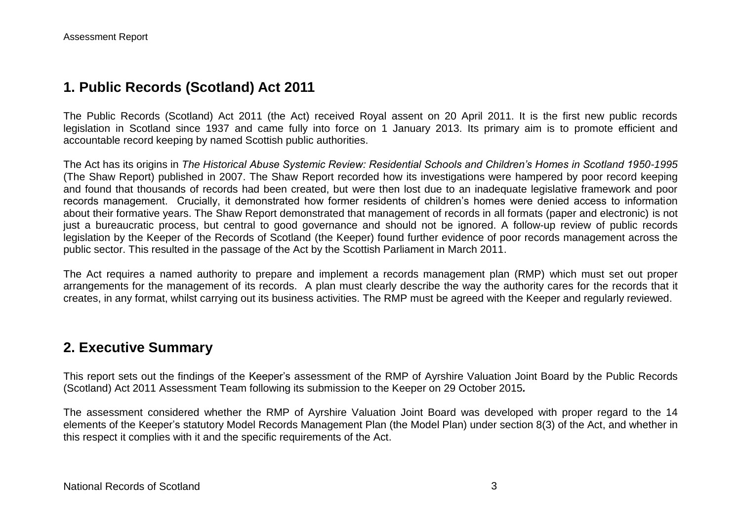## 1. Public Records (Scotland) Act 2011

The Public Records (Scotland) Act 2011 (the Act) received Royal assent on 20 April 2011. It is the first new public records legislation in Scotland since 1937 and came fully into force on 1 January 2013. Its primary aim is to promote efficient and accountable record keeping by named Scottish public authorities.

The Act has its origins in *The Historical Abuse Systemic Review: Residential Schools and Children's Homes in Scotland 1950-1995* (The Shaw Report) published in 2007. The Shaw Report recorded how its investigations were hampered by poor record keeping and found that thousands of records had been created, but were then lost due to an inadequate legislative framework and poor records management. Crucially, it demonstrated how former residents of children's homes were denied access to information about their formative years. The Shaw Report demonstrated that management of records in all formats (paper and electronic) is not just a bureaucratic process, but central to good governance and should not be ignored. A follow-up review of public records legislation by the Keeper of the Records of Scotland (the Keeper) found further evidence of poor records management across the public sector. This resulted in the passage of the Act by the Scottish Parliament in March 2011.

The Act requires a named authority to prepare and implement a records management plan (RMP) which must set out proper arrangements for the management of its records. A plan must clearly describe the way the authority cares for the records that it creates, in any format, whilst carrying out its business activities. The RMP must be agreed with the Keeper and regularly reviewed.

## 2. Executive Summary

This report sets out the findings of the Keeper's assessment of the RMP of Ayrshire Valuation Joint Board by the Public Records (Scotland) Act 2011 Assessment Team following its submission to the Keeper on 29 October 2015.

The assessment considered whether the RMP of Ayrshire Valuation Joint Board was developed with proper regard to the 14 elements of the Keeper's statutory Model Records Management Plan (the Model Plan) under section 8(3) of the Act, and whether in this respect it complies with it and the specific requirements of the Act.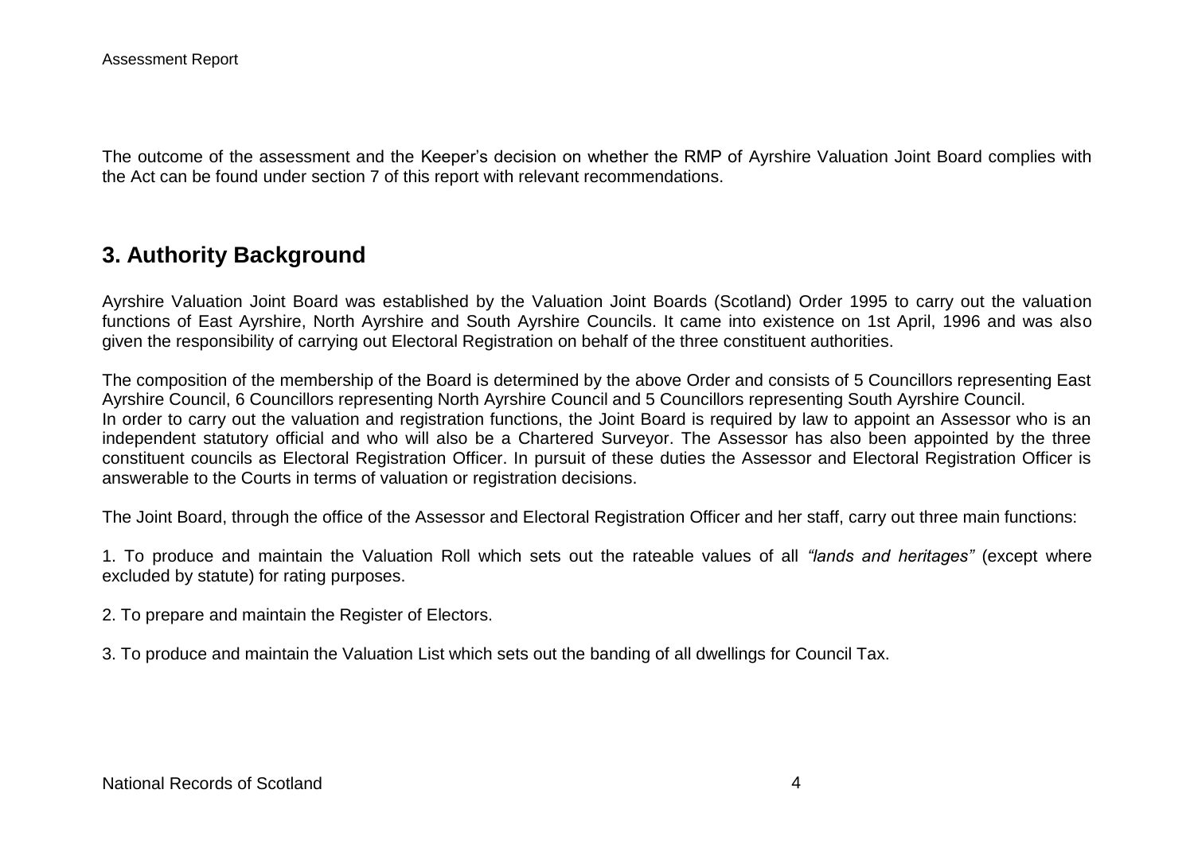The outcome of the assessment and the Keeper's decision on whether the RMP of Ayrshire Valuation Joint Board complies with the Act can be found under section 7 of this report with relevant recommendations.

## 3. Authority Background

Ayrshire Valuation Joint Board was established by the Valuation Joint Boards (Scotland) Order 1995 to carry out the valuation functions of East Ayrshire, North Ayrshire and South Ayrshire Councils. It came into existence on 1st April, 1996 and was also given the responsibility of carrying out Electoral Registration on behalf of the three constituent authorities.

The composition of the membership of the Board is determined by the above Order and consists of 5 Councillors representing East Ayrshire Council, 6 Councillors representing North Ayrshire Council and 5 Councillors representing South Ayrshire Council.
In order to carry out the valuation and registration functions, the Joint Board is required by law to appoint an Assessor who is an independent statutory official and who will also be a Chartered Surveyor. The Assessor has also been appointed by the three constituent councils as Electoral Registration Officer. In pursuit of these duties the Assessor and Electoral Registration Officer is answerable to the Courts in terms of valuation or registration decisions.

The Joint Board, through the office of the Assessor and Electoral Registration Officer and her staff, carry out three main functions:

1. To produce and maintain the Valuation Roll which sets out the rateable values of all *"lands and heritages"* (except where excluded by statute) for rating purposes.

2. To prepare and maintain the Register of Electors.

3. To produce and maintain the Valuation List which sets out the banding of all dwellings for Council Tax.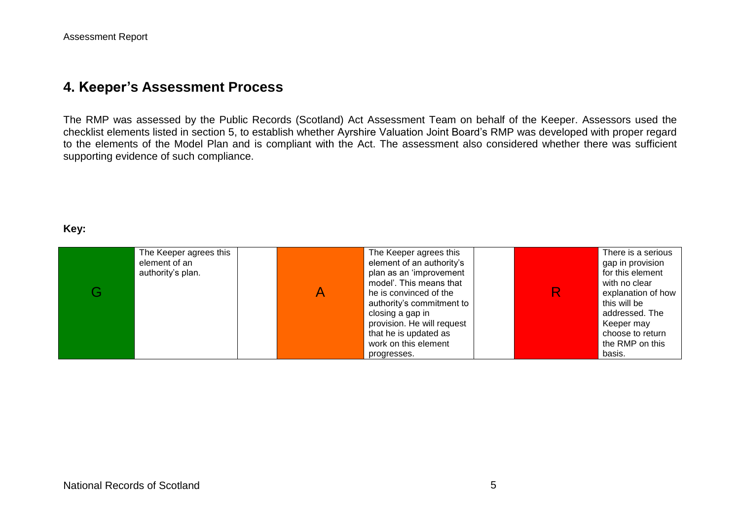## 4. Keeper's Assessment Process

The RMP was assessed by the Public Records (Scotland) Act Assessment Team on behalf of the Keeper. Assessors used the checklist elements listed in section 5, to establish whether Ayrshire Valuation Joint Board's RMP was developed with proper regard to the elements of the Model Plan and is compliant with the Act. The assessment also considered whether there was sufficient supporting evidence of such compliance.

**Key:**

| | | | | | | | |
|---|---|---|---|---|---|---|---|
| G | The Keeper agrees this element of an authority's plan. | | A | The Keeper agrees this element of an authority's plan as an 'improvement model'. This means that he is convinced of the authority's commitment to closing a gap in provision. He will request that he is updated as work on this element progresses. | | R | There is a serious gap in provision for this element with no clear explanation of how this will be addressed. The Keeper may choose to return the RMP on this basis. |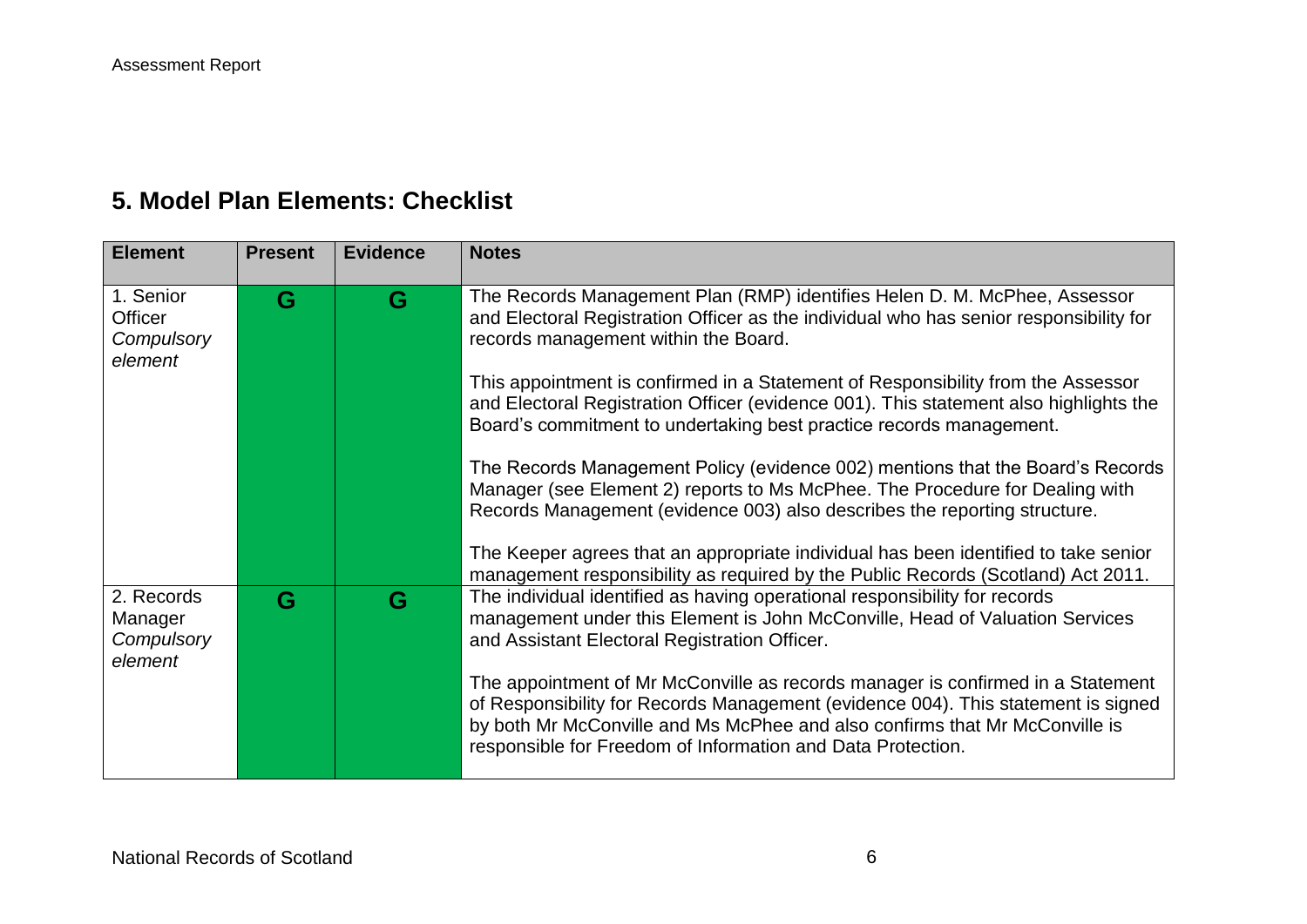## 5. Model Plan Elements: Checklist

| Element | Present | Evidence | Notes |
|---|---|---|---|
| 1. Senior Officer *Compulsory element* | G | G | The Records Management Plan (RMP) identifies Helen D. M. McPhee, Assessor and Electoral Registration Officer as the individual who has senior responsibility for records management within the Board.<br><br>This appointment is confirmed in a Statement of Responsibility from the Assessor and Electoral Registration Officer (evidence 001). This statement also highlights the Board's commitment to undertaking best practice records management.<br><br>The Records Management Policy (evidence 002) mentions that the Board's Records Manager (see Element 2) reports to Ms McPhee. The Procedure for Dealing with Records Management (evidence 003) also describes the reporting structure.<br><br>The Keeper agrees that an appropriate individual has been identified to take senior management responsibility as required by the Public Records (Scotland) Act 2011. |
| 2. Records Manager *Compulsory element* | G | G | The individual identified as having operational responsibility for records management under this Element is John McConville, Head of Valuation Services and Assistant Electoral Registration Officer.<br><br>The appointment of Mr McConville as records manager is confirmed in a Statement of Responsibility for Records Management (evidence 004). This statement is signed by both Mr McConville and Ms McPhee and also confirms that Mr McConville is responsible for Freedom of Information and Data Protection. |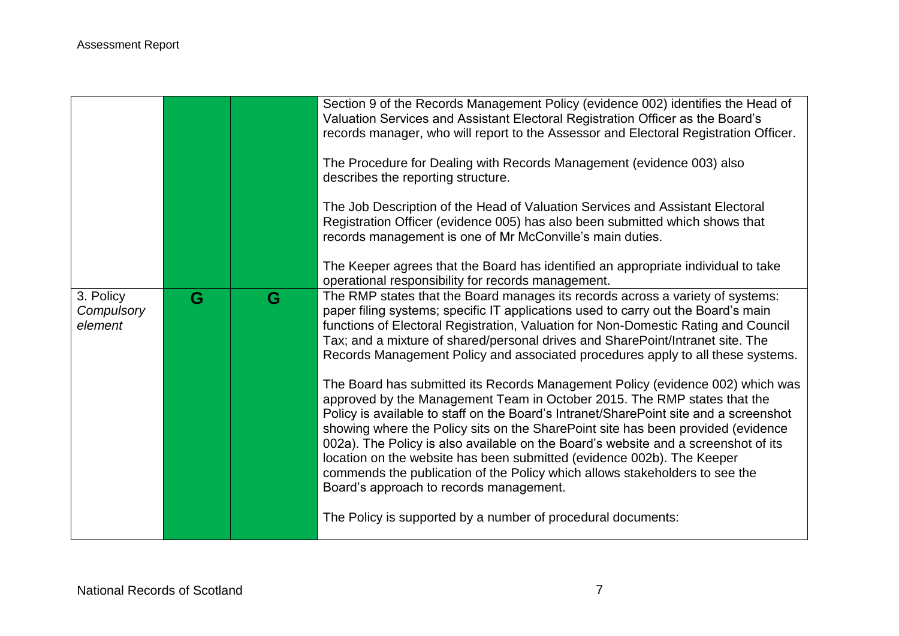| | | | |
|---|---|---|---|
| | | | Section 9 of the Records Management Policy (evidence 002) identifies the Head of Valuation Services and Assistant Electoral Registration Officer as the Board's records manager, who will report to the Assessor and Electoral Registration Officer.<br><br>The Procedure for Dealing with Records Management (evidence 003) also describes the reporting structure.<br><br>The Job Description of the Head of Valuation Services and Assistant Electoral Registration Officer (evidence 005) has also been submitted which shows that records management is one of Mr McConville's main duties.<br><br>The Keeper agrees that the Board has identified an appropriate individual to take operational responsibility for records management. |
| 3. Policy *Compulsory element* | G | G | The RMP states that the Board manages its records across a variety of systems: paper filing systems; specific IT applications used to carry out the Board's main functions of Electoral Registration, Valuation for Non-Domestic Rating and Council Tax; and a mixture of shared/personal drives and SharePoint/Intranet site. The Records Management Policy and associated procedures apply to all these systems.<br><br>The Board has submitted its Records Management Policy (evidence 002) which was approved by the Management Team in October 2015. The RMP states that the Policy is available to staff on the Board's Intranet/SharePoint site and a screenshot showing where the Policy sits on the SharePoint site has been provided (evidence 002a). The Policy is also available on the Board's website and a screenshot of its location on the website has been submitted (evidence 002b). The Keeper commends the publication of the Policy which allows stakeholders to see the Board's approach to records management.<br><br>The Policy is supported by a number of procedural documents: |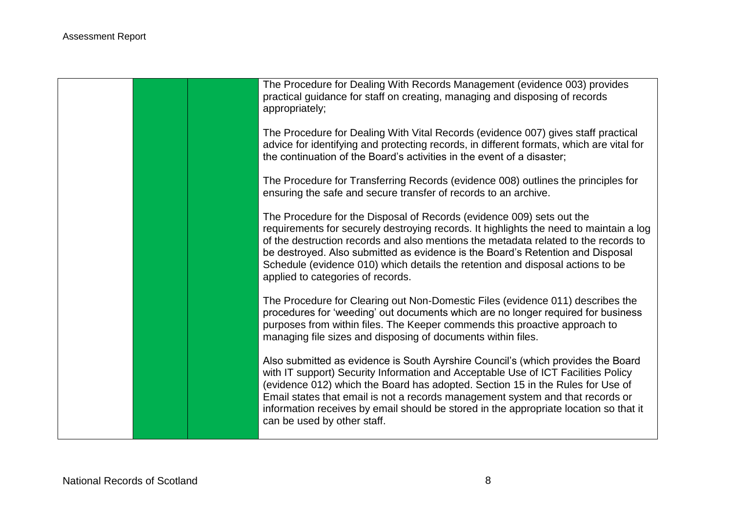| | | | |
|---|---|---|---|
| | | | The Procedure for Dealing With Records Management (evidence 003) provides practical guidance for staff on creating, managing and disposing of records appropriately;<br><br>The Procedure for Dealing With Vital Records (evidence 007) gives staff practical advice for identifying and protecting records, in different formats, which are vital for the continuation of the Board's activities in the event of a disaster;<br><br>The Procedure for Transferring Records (evidence 008) outlines the principles for ensuring the safe and secure transfer of records to an archive.<br><br>The Procedure for the Disposal of Records (evidence 009) sets out the requirements for securely destroying records. It highlights the need to maintain a log of the destruction records and also mentions the metadata related to the records to be destroyed. Also submitted as evidence is the Board's Retention and Disposal Schedule (evidence 010) which details the retention and disposal actions to be applied to categories of records.<br><br>The Procedure for Clearing out Non-Domestic Files (evidence 011) describes the procedures for 'weeding' out documents which are no longer required for business purposes from within files. The Keeper commends this proactive approach to managing file sizes and disposing of documents within files.<br><br>Also submitted as evidence is South Ayrshire Council's (which provides the Board with IT support) Security Information and Acceptable Use of ICT Facilities Policy (evidence 012) which the Board has adopted. Section 15 in the Rules for Use of Email states that email is not a records management system and that records or information receives by email should be stored in the appropriate location so that it can be used by other staff. |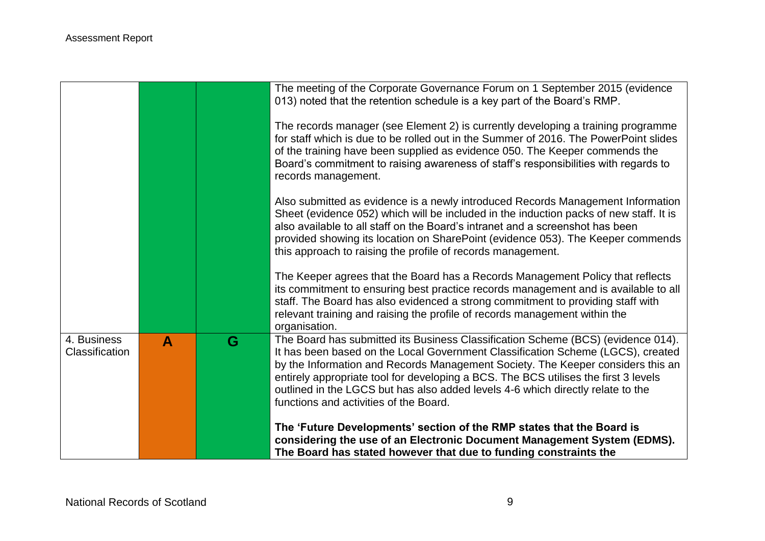| | | | |
|---|---|---|---|
| | | | The meeting of the Corporate Governance Forum on 1 September 2015 (evidence 013) noted that the retention schedule is a key part of the Board's RMP.<br><br>The records manager (see Element 2) is currently developing a training programme for staff which is due to be rolled out in the Summer of 2016. The PowerPoint slides of the training have been supplied as evidence 050. The Keeper commends the Board's commitment to raising awareness of staff's responsibilities with regards to records management.<br><br>Also submitted as evidence is a newly introduced Records Management Information Sheet (evidence 052) which will be included in the induction packs of new staff. It is also available to all staff on the Board's intranet and a screenshot has been provided showing its location on SharePoint (evidence 053). The Keeper commends this approach to raising the profile of records management.<br><br>The Keeper agrees that the Board has a Records Management Policy that reflects its commitment to ensuring best practice records management and is available to all staff. The Board has also evidenced a strong commitment to providing staff with relevant training and raising the profile of records management within the organisation. |
| 4. Business Classification | **A** | **G** | The Board has submitted its Business Classification Scheme (BCS) (evidence 014). It has been based on the Local Government Classification Scheme (LGCS), created by the Information and Records Management Society. The Keeper considers this an entirely appropriate tool for developing a BCS. The BCS utilises the first 3 levels outlined in the LGCS but has also added levels 4-6 which directly relate to the functions and activities of the Board.<br><br>**The 'Future Developments' section of the RMP states that the Board is considering the use of an Electronic Document Management System (EDMS). The Board has stated however that due to funding constraints the** |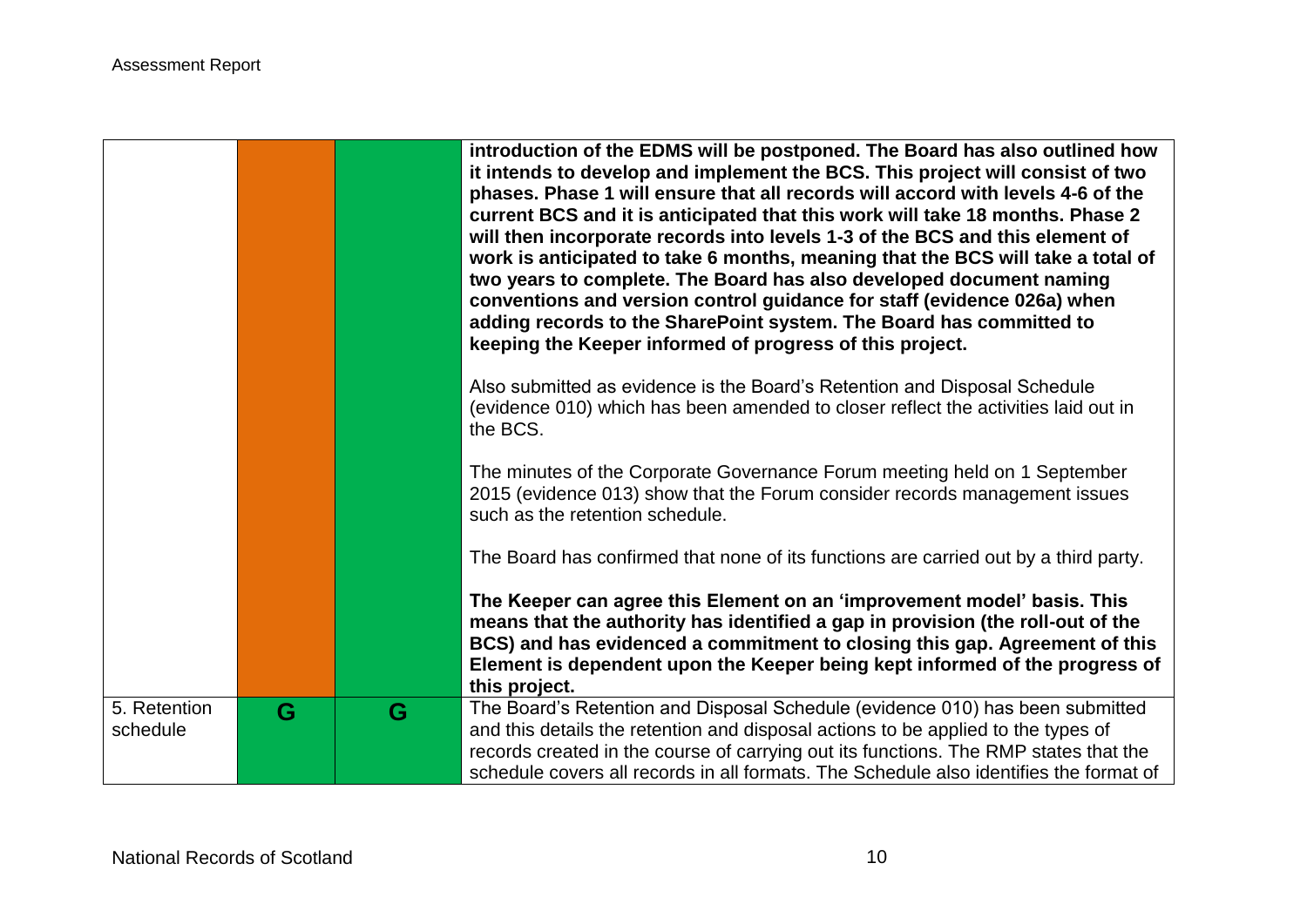| | | | |
|---|---|---|---|
| | | | **introduction of the EDMS will be postponed. The Board has also outlined how it intends to develop and implement the BCS. This project will consist of two phases. Phase 1 will ensure that all records will accord with levels 4-6 of the current BCS and it is anticipated that this work will take 18 months. Phase 2 will then incorporate records into levels 1-3 of the BCS and this element of work is anticipated to take 6 months, meaning that the BCS will take a total of two years to complete. The Board has also developed document naming conventions and version control guidance for staff (evidence 026a) when adding records to the SharePoint system. The Board has committed to keeping the Keeper informed of progress of this project.**<br><br>Also submitted as evidence is the Board's Retention and Disposal Schedule (evidence 010) which has been amended to closer reflect the activities laid out in the BCS.<br><br>The minutes of the Corporate Governance Forum meeting held on 1 September 2015 (evidence 013) show that the Forum consider records management issues such as the retention schedule.<br><br>The Board has confirmed that none of its functions are carried out by a third party.<br><br>**The Keeper can agree this Element on an 'improvement model' basis. This means that the authority has identified a gap in provision (the roll-out of the BCS) and has evidenced a commitment to closing this gap. Agreement of this Element is dependent upon the Keeper being kept informed of the progress of this project.** |
| 5. Retention schedule | G | G | The Board's Retention and Disposal Schedule (evidence 010) has been submitted and this details the retention and disposal actions to be applied to the types of records created in the course of carrying out its functions. The RMP states that the schedule covers all records in all formats. The Schedule also identifies the format of |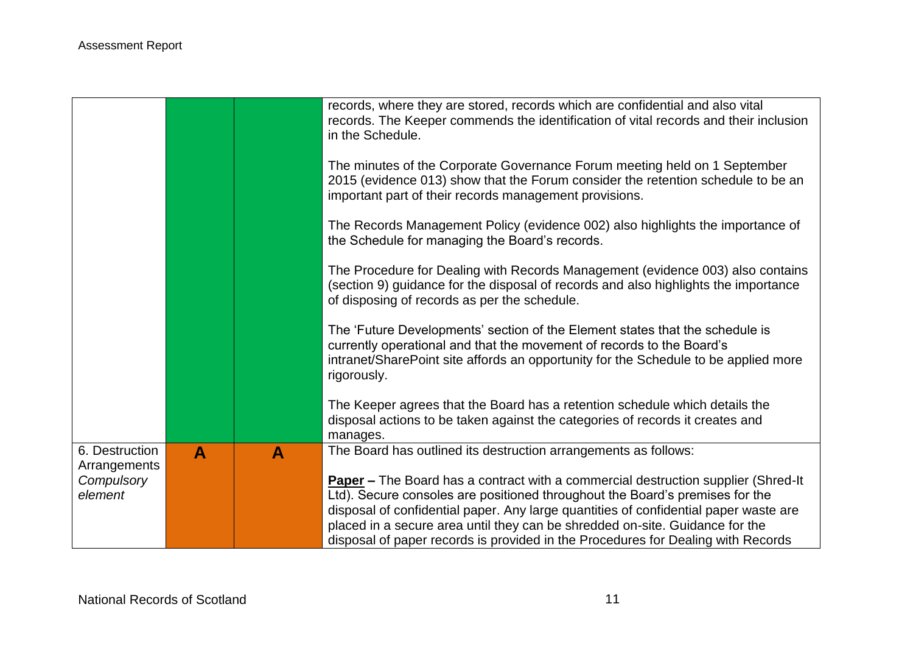| | | | |
|---|---|---|---|
| | | | records, where they are stored, records which are confidential and also vital records. The Keeper commends the identification of vital records and their inclusion in the Schedule.<br><br>The minutes of the Corporate Governance Forum meeting held on 1 September 2015 (evidence 013) show that the Forum consider the retention schedule to be an important part of their records management provisions.<br><br>The Records Management Policy (evidence 002) also highlights the importance of the Schedule for managing the Board's records.<br><br>The Procedure for Dealing with Records Management (evidence 003) also contains (section 9) guidance for the disposal of records and also highlights the importance of disposing of records as per the schedule.<br><br>The 'Future Developments' section of the Element states that the schedule is currently operational and that the movement of records to the Board's intranet/SharePoint site affords an opportunity for the Schedule to be applied more rigorously.<br><br>The Keeper agrees that the Board has a retention schedule which details the disposal actions to be taken against the categories of records it creates and manages. |
| 6. Destruction Arrangements<br>*Compulsory element* | **A** | **A** | The Board has outlined its destruction arrangements as follows:<br><br>**Paper –** The Board has a contract with a commercial destruction supplier (Shred-It Ltd). Secure consoles are positioned throughout the Board's premises for the disposal of confidential paper. Any large quantities of confidential paper waste are placed in a secure area until they can be shredded on-site. Guidance for the disposal of paper records is provided in the Procedures for Dealing with Records |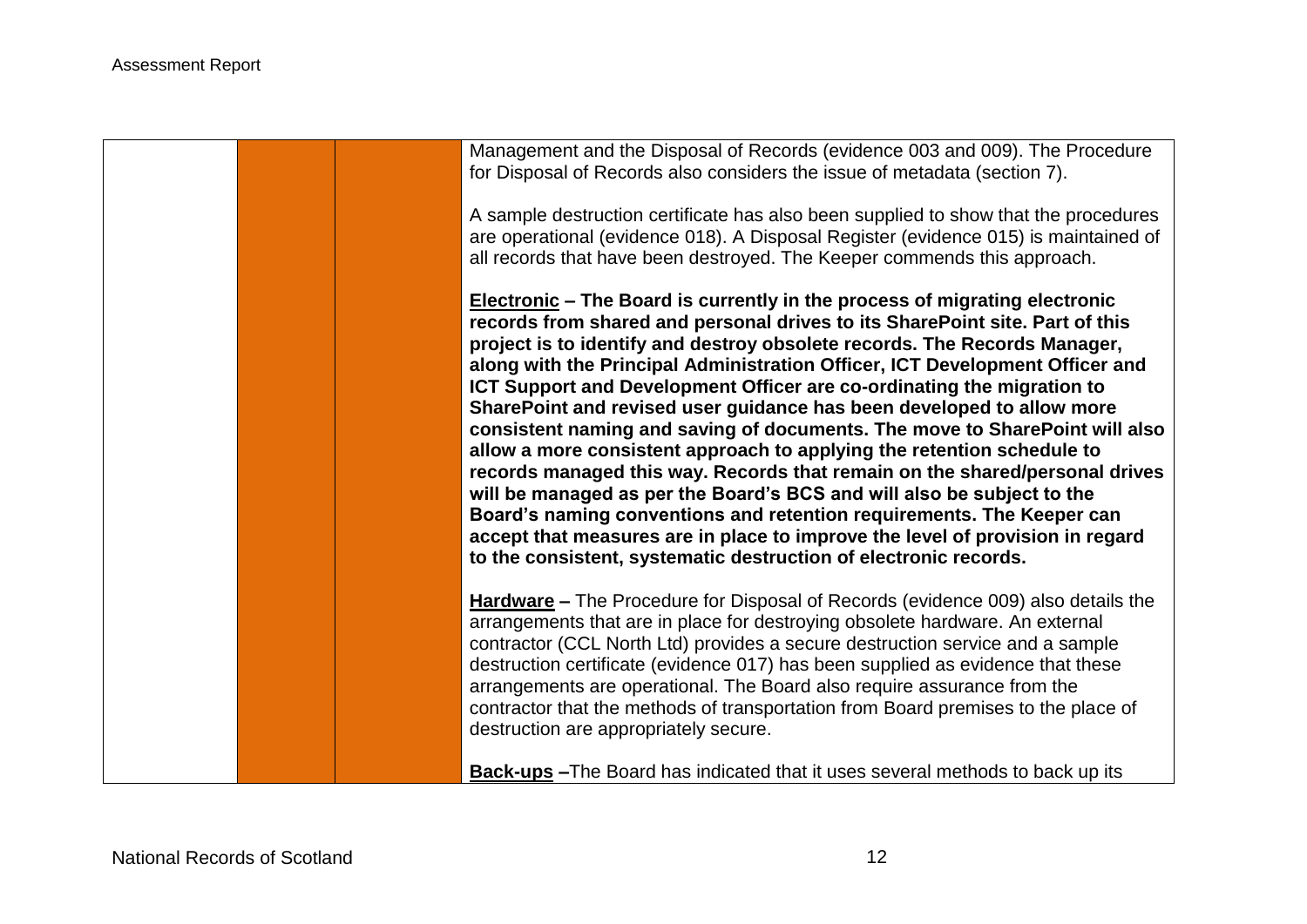| | | | |
|---|---|---|---|
| | | | Management and the Disposal of Records (evidence 003 and 009). The Procedure for Disposal of Records also considers the issue of metadata (section 7).<br><br>A sample destruction certificate has also been supplied to show that the procedures are operational (evidence 018). A Disposal Register (evidence 015) is maintained of all records that have been destroyed. The Keeper commends this approach.<br><br>**<u>Electronic</u> – The Board is currently in the process of migrating electronic records from shared and personal drives to its SharePoint site. Part of this project is to identify and destroy obsolete records. The Records Manager, along with the Principal Administration Officer, ICT Development Officer and ICT Support and Development Officer are co-ordinating the migration to SharePoint and revised user guidance has been developed to allow more consistent naming and saving of documents. The move to SharePoint will also allow a more consistent approach to applying the retention schedule to records managed this way. Records that remain on the shared/personal drives will be managed as per the Board's BCS and will also be subject to the Board's naming conventions and retention requirements. The Keeper can accept that measures are in place to improve the level of provision in regard to the consistent, systematic destruction of electronic records.**<br><br>**<u>Hardware</u> –** The Procedure for Disposal of Records (evidence 009) also details the arrangements that are in place for destroying obsolete hardware. An external contractor (CCL North Ltd) provides a secure destruction service and a sample destruction certificate (evidence 017) has been supplied as evidence that these arrangements are operational. The Board also require assurance from the contractor that the methods of transportation from Board premises to the place of destruction are appropriately secure.<br><br>**<u>Back-ups</u> –**The Board has indicated that it uses several methods to back up its |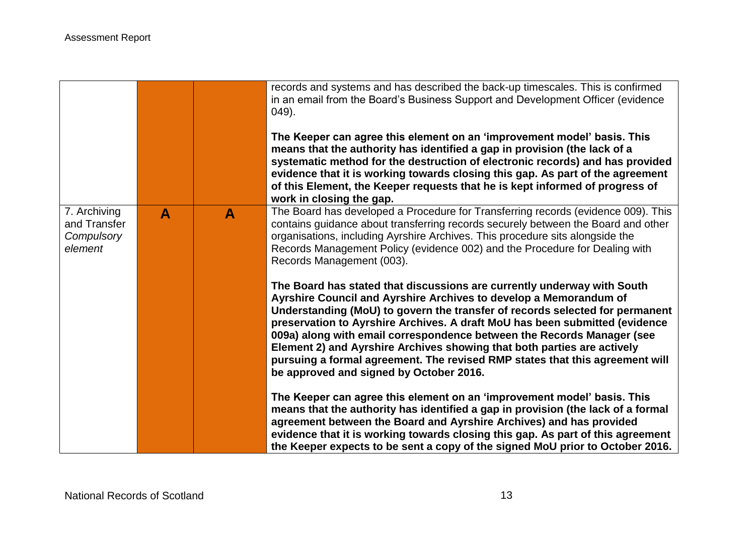| | | | |
|---|---|---|---|
| | | | records and systems and has described the back-up timescales. This is confirmed in an email from the Board's Business Support and Development Officer (evidence 049).<br><br>**The Keeper can agree this element on an 'improvement model' basis. This means that the authority has identified a gap in provision (the lack of a systematic method for the destruction of electronic records) and has provided evidence that it is working towards closing this gap. As part of the agreement of this Element, the Keeper requests that he is kept informed of progress of work in closing the gap.** |
| 7. Archiving and Transfer *Compulsory element* | **A** | **A** | The Board has developed a Procedure for Transferring records (evidence 009). This contains guidance about transferring records securely between the Board and other organisations, including Ayrshire Archives. This procedure sits alongside the Records Management Policy (evidence 002) and the Procedure for Dealing with Records Management (003).<br><br>**The Board has stated that discussions are currently underway with South Ayrshire Council and Ayrshire Archives to develop a Memorandum of Understanding (MoU) to govern the transfer of records selected for permanent preservation to Ayrshire Archives. A draft MoU has been submitted (evidence 009a) along with email correspondence between the Records Manager (see Element 2) and Ayrshire Archives showing that both parties are actively pursuing a formal agreement. The revised RMP states that this agreement will be approved and signed by October 2016.**<br><br>**The Keeper can agree this element on an 'improvement model' basis. This means that the authority has identified a gap in provision (the lack of a formal agreement between the Board and Ayrshire Archives) and has provided evidence that it is working towards closing this gap. As part of this agreement the Keeper expects to be sent a copy of the signed MoU prior to October 2016.** |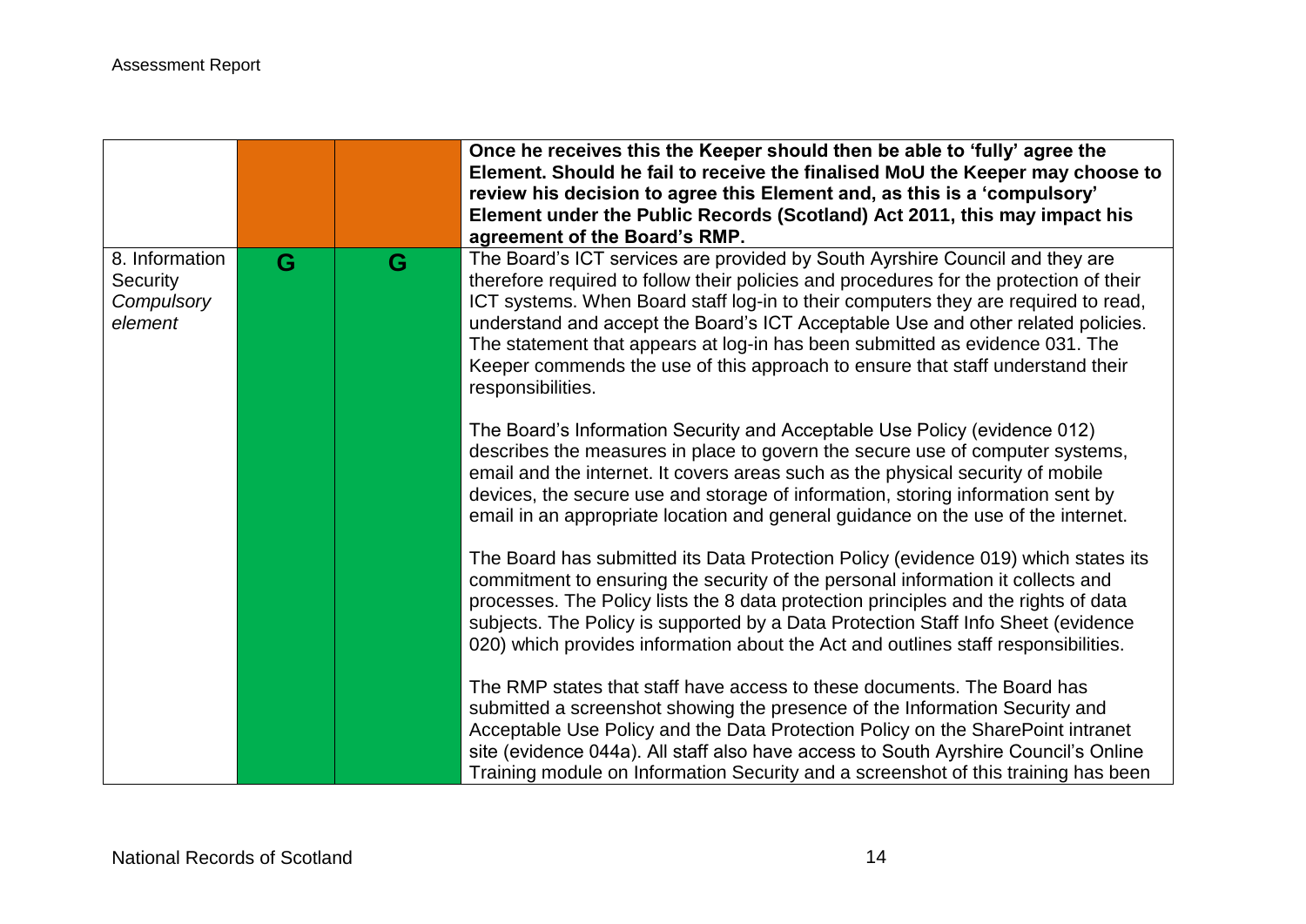| | | | |
|---|---|---|---|
| | | | **Once he receives this the Keeper should then be able to 'fully' agree the Element. Should he fail to receive the finalised MoU the Keeper may choose to review his decision to agree this Element and, as this is a 'compulsory' Element under the Public Records (Scotland) Act 2011, this may impact his agreement of the Board's RMP.** |
| 8. Information Security *Compulsory element* | G | G | The Board's ICT services are provided by South Ayrshire Council and they are therefore required to follow their policies and procedures for the protection of their ICT systems. When Board staff log-in to their computers they are required to read, understand and accept the Board's ICT Acceptable Use and other related policies. The statement that appears at log-in has been submitted as evidence 031. The Keeper commends the use of this approach to ensure that staff understand their responsibilities.<br><br>The Board's Information Security and Acceptable Use Policy (evidence 012) describes the measures in place to govern the secure use of computer systems, email and the internet. It covers areas such as the physical security of mobile devices, the secure use and storage of information, storing information sent by email in an appropriate location and general guidance on the use of the internet.<br><br>The Board has submitted its Data Protection Policy (evidence 019) which states its commitment to ensuring the security of the personal information it collects and processes. The Policy lists the 8 data protection principles and the rights of data subjects. The Policy is supported by a Data Protection Staff Info Sheet (evidence 020) which provides information about the Act and outlines staff responsibilities.<br><br>The RMP states that staff have access to these documents. The Board has submitted a screenshot showing the presence of the Information Security and Acceptable Use Policy and the Data Protection Policy on the SharePoint intranet site (evidence 044a). All staff also have access to South Ayrshire Council's Online Training module on Information Security and a screenshot of this training has been |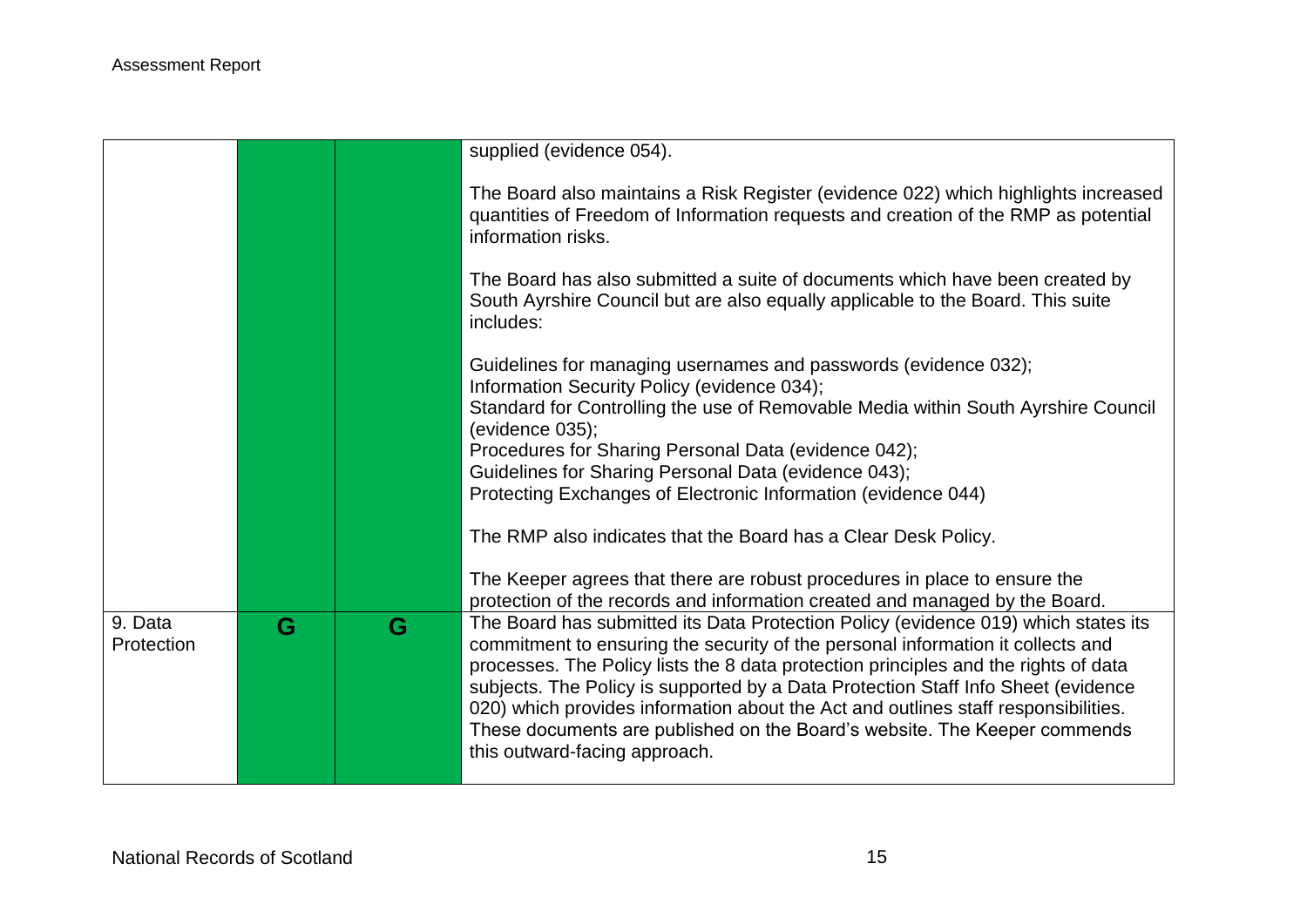| | | | |
|---|---|---|---|
| | | | supplied (evidence 054).<br><br>The Board also maintains a Risk Register (evidence 022) which highlights increased quantities of Freedom of Information requests and creation of the RMP as potential information risks.<br><br>The Board has also submitted a suite of documents which have been created by South Ayrshire Council but are also equally applicable to the Board. This suite includes:<br><br>Guidelines for managing usernames and passwords (evidence 032);<br>Information Security Policy (evidence 034);<br>Standard for Controlling the use of Removable Media within South Ayrshire Council (evidence 035);<br>Procedures for Sharing Personal Data (evidence 042);<br>Guidelines for Sharing Personal Data (evidence 043);<br>Protecting Exchanges of Electronic Information (evidence 044)<br><br>The RMP also indicates that the Board has a Clear Desk Policy.<br><br>The Keeper agrees that there are robust procedures in place to ensure the protection of the records and information created and managed by the Board. |
| 9. Data Protection | **G** | **G** | The Board has submitted its Data Protection Policy (evidence 019) which states its commitment to ensuring the security of the personal information it collects and processes. The Policy lists the 8 data protection principles and the rights of data subjects. The Policy is supported by a Data Protection Staff Info Sheet (evidence 020) which provides information about the Act and outlines staff responsibilities. These documents are published on the Board's website. The Keeper commends this outward-facing approach. |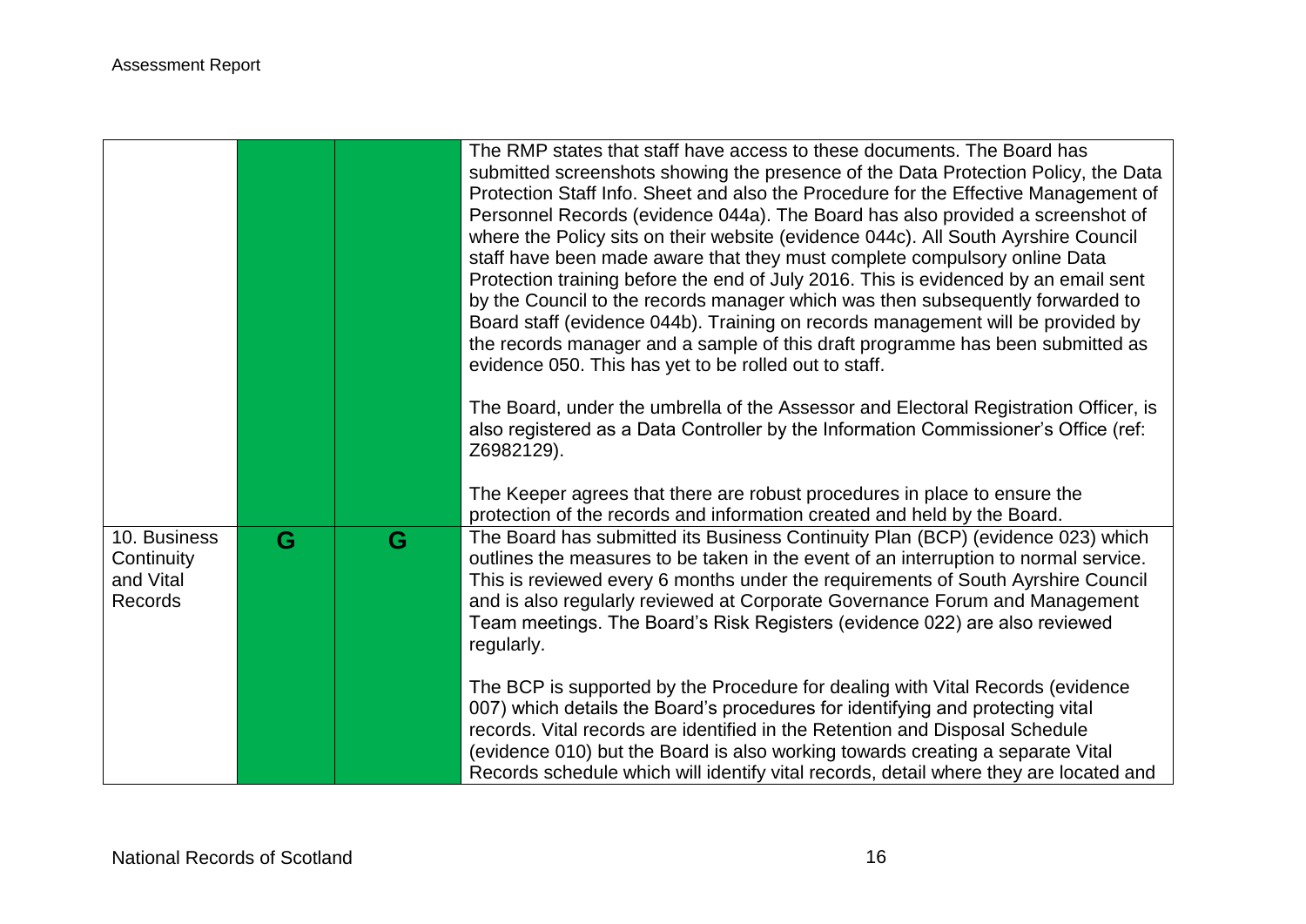| | | | |
|---|---|---|---|
| | | | The RMP states that staff have access to these documents. The Board has submitted screenshots showing the presence of the Data Protection Policy, the Data Protection Staff Info. Sheet and also the Procedure for the Effective Management of Personnel Records (evidence 044a). The Board has also provided a screenshot of where the Policy sits on their website (evidence 044c). All South Ayrshire Council staff have been made aware that they must complete compulsory online Data Protection training before the end of July 2016. This is evidenced by an email sent by the Council to the records manager which was then subsequently forwarded to Board staff (evidence 044b). Training on records management will be provided by the records manager and a sample of this draft programme has been submitted as evidence 050. This has yet to be rolled out to staff.<br><br>The Board, under the umbrella of the Assessor and Electoral Registration Officer, is also registered as a Data Controller by the Information Commissioner's Office (ref: Z6982129).<br><br>The Keeper agrees that there are robust procedures in place to ensure the protection of the records and information created and held by the Board. |
| 10. Business Continuity and Vital Records | G | G | The Board has submitted its Business Continuity Plan (BCP) (evidence 023) which outlines the measures to be taken in the event of an interruption to normal service. This is reviewed every 6 months under the requirements of South Ayrshire Council and is also regularly reviewed at Corporate Governance Forum and Management Team meetings. The Board's Risk Registers (evidence 022) are also reviewed regularly.<br><br>The BCP is supported by the Procedure for dealing with Vital Records (evidence 007) which details the Board's procedures for identifying and protecting vital records. Vital records are identified in the Retention and Disposal Schedule (evidence 010) but the Board is also working towards creating a separate Vital Records schedule which will identify vital records, detail where they are located and |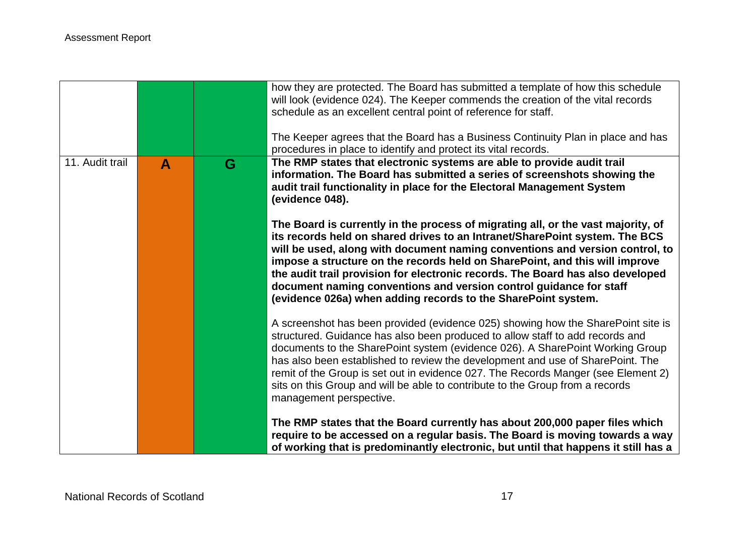| | | | |
|---|---|---|---|
| | | | how they are protected. The Board has submitted a template of how this schedule will look (evidence 024). The Keeper commends the creation of the vital records schedule as an excellent central point of reference for staff.<br><br>The Keeper agrees that the Board has a Business Continuity Plan in place and has procedures in place to identify and protect its vital records. |
| 11. Audit trail | **A** | **G** | **The RMP states that electronic systems are able to provide audit trail information. The Board has submitted a series of screenshots showing the audit trail functionality in place for the Electoral Management System (evidence 048).**<br><br>**The Board is currently in the process of migrating all, or the vast majority, of its records held on shared drives to an Intranet/SharePoint system. The BCS will be used, along with document naming conventions and version control, to impose a structure on the records held on SharePoint, and this will improve the audit trail provision for electronic records. The Board has also developed document naming conventions and version control guidance for staff (evidence 026a) when adding records to the SharePoint system.**<br><br>A screenshot has been provided (evidence 025) showing how the SharePoint site is structured. Guidance has also been produced to allow staff to add records and documents to the SharePoint system (evidence 026). A SharePoint Working Group has also been established to review the development and use of SharePoint. The remit of the Group is set out in evidence 027. The Records Manger (see Element 2) sits on this Group and will be able to contribute to the Group from a records management perspective.<br><br>**The RMP states that the Board currently has about 200,000 paper files which require to be accessed on a regular basis. The Board is moving towards a way of working that is predominantly electronic, but until that happens it still has a** |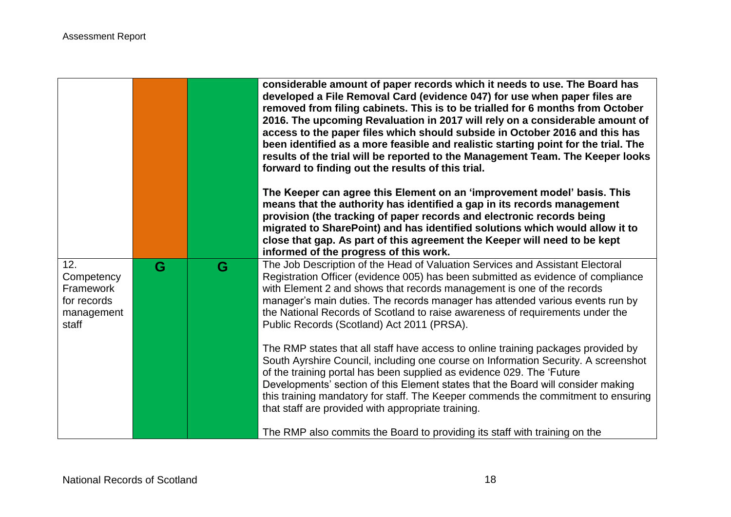| | | | |
|---|---|---|---|
| | | | **considerable amount of paper records which it needs to use. The Board has developed a File Removal Card (evidence 047) for use when paper files are removed from filing cabinets. This is to be trialled for 6 months from October 2016. The upcoming Revaluation in 2017 will rely on a considerable amount of access to the paper files which should subside in October 2016 and this has been identified as a more feasible and realistic starting point for the trial. The results of the trial will be reported to the Management Team. The Keeper looks forward to finding out the results of this trial.**<br><br>**The Keeper can agree this Element on an 'improvement model' basis. This means that the authority has identified a gap in its records management provision (the tracking of paper records and electronic records being migrated to SharePoint) and has identified solutions which would allow it to close that gap. As part of this agreement the Keeper will need to be kept informed of the progress of this work.** |
| 12. Competency Framework for records management staff | G | G | The Job Description of the Head of Valuation Services and Assistant Electoral Registration Officer (evidence 005) has been submitted as evidence of compliance with Element 2 and shows that records management is one of the records manager's main duties. The records manager has attended various events run by the National Records of Scotland to raise awareness of requirements under the Public Records (Scotland) Act 2011 (PRSA).<br><br>The RMP states that all staff have access to online training packages provided by South Ayrshire Council, including one course on Information Security. A screenshot of the training portal has been supplied as evidence 029. The 'Future Developments' section of this Element states that the Board will consider making this training mandatory for staff. The Keeper commends the commitment to ensuring that staff are provided with appropriate training.<br><br>The RMP also commits the Board to providing its staff with training on the |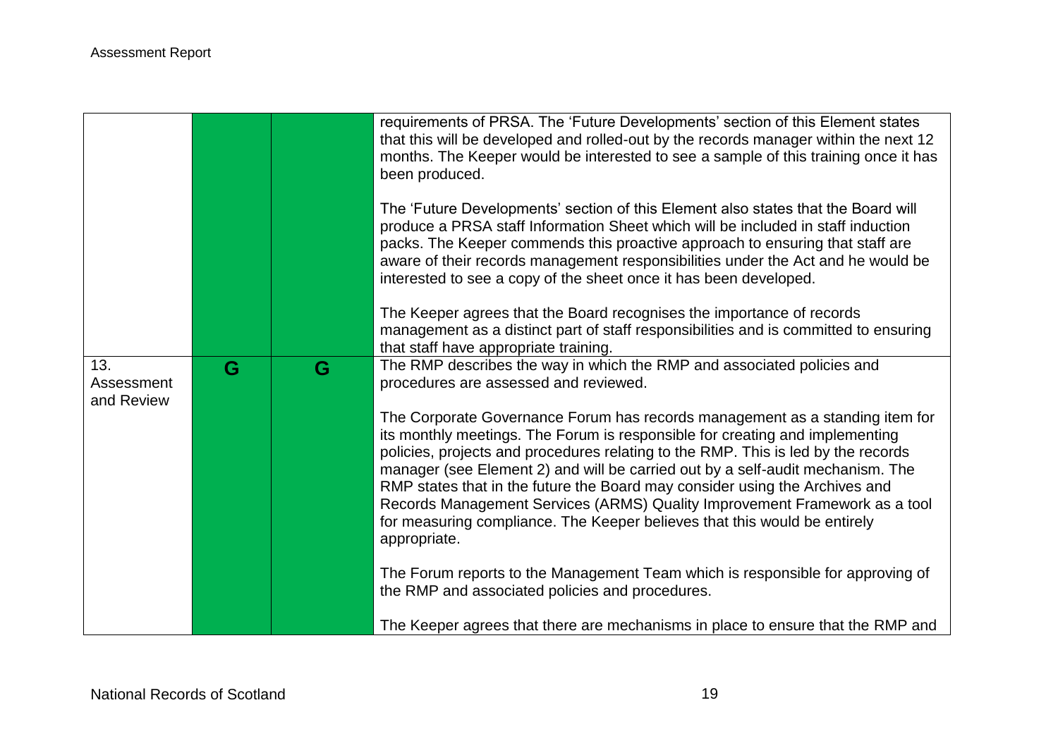| | | | |
|---|---|---|---|
| | | | requirements of PRSA. The 'Future Developments' section of this Element states that this will be developed and rolled-out by the records manager within the next 12 months. The Keeper would be interested to see a sample of this training once it has been produced.<br><br>The 'Future Developments' section of this Element also states that the Board will produce a PRSA staff Information Sheet which will be included in staff induction packs. The Keeper commends this proactive approach to ensuring that staff are aware of their records management responsibilities under the Act and he would be interested to see a copy of the sheet once it has been developed.<br><br>The Keeper agrees that the Board recognises the importance of records management as a distinct part of staff responsibilities and is committed to ensuring that staff have appropriate training. |
| 13. Assessment and Review | G | G | The RMP describes the way in which the RMP and associated policies and procedures are assessed and reviewed.<br><br>The Corporate Governance Forum has records management as a standing item for its monthly meetings. The Forum is responsible for creating and implementing policies, projects and procedures relating to the RMP. This is led by the records manager (see Element 2) and will be carried out by a self-audit mechanism. The RMP states that in the future the Board may consider using the Archives and Records Management Services (ARMS) Quality Improvement Framework as a tool for measuring compliance. The Keeper believes that this would be entirely appropriate.<br><br>The Forum reports to the Management Team which is responsible for approving of the RMP and associated policies and procedures.<br><br>The Keeper agrees that there are mechanisms in place to ensure that the RMP and |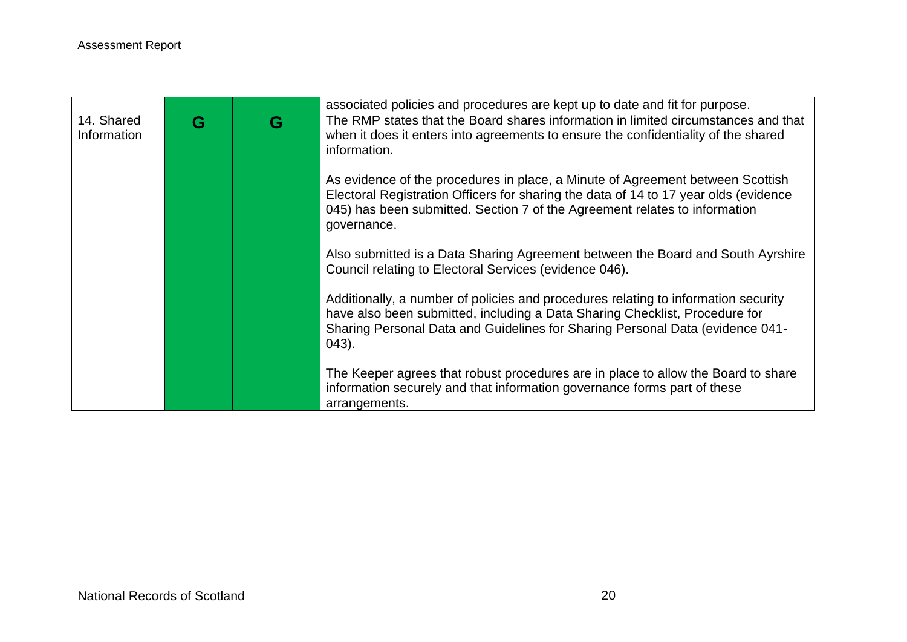| | | | |
|---|---|---|---|
| | | | associated policies and procedures are kept up to date and fit for purpose. |
| 14. Shared Information | G | G | The RMP states that the Board shares information in limited circumstances and that when it does it enters into agreements to ensure the confidentiality of the shared information.<br><br>As evidence of the procedures in place, a Minute of Agreement between Scottish Electoral Registration Officers for sharing the data of 14 to 17 year olds (evidence 045) has been submitted. Section 7 of the Agreement relates to information governance.<br><br>Also submitted is a Data Sharing Agreement between the Board and South Ayrshire Council relating to Electoral Services (evidence 046).<br><br>Additionally, a number of policies and procedures relating to information security have also been submitted, including a Data Sharing Checklist, Procedure for Sharing Personal Data and Guidelines for Sharing Personal Data (evidence 041-043).<br><br>The Keeper agrees that robust procedures are in place to allow the Board to share information securely and that information governance forms part of these arrangements. |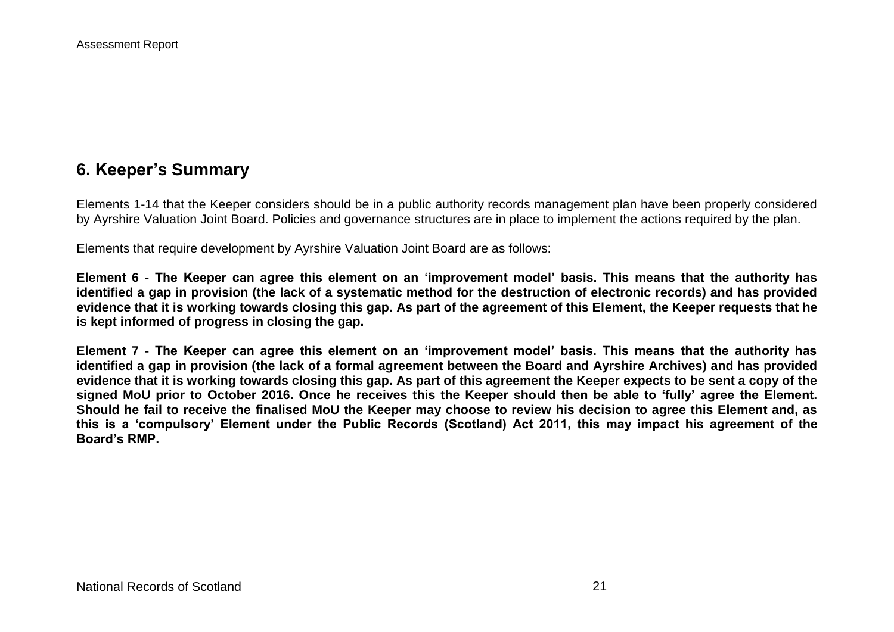## 6. Keeper's Summary

Elements 1-14 that the Keeper considers should be in a public authority records management plan have been properly considered by Ayrshire Valuation Joint Board. Policies and governance structures are in place to implement the actions required by the plan.

Elements that require development by Ayrshire Valuation Joint Board are as follows:

**Element 6 - The Keeper can agree this element on an 'improvement model' basis. This means that the authority has identified a gap in provision (the lack of a systematic method for the destruction of electronic records) and has provided evidence that it is working towards closing this gap. As part of the agreement of this Element, the Keeper requests that he is kept informed of progress in closing the gap.**

**Element 7 - The Keeper can agree this element on an 'improvement model' basis. This means that the authority has identified a gap in provision (the lack of a formal agreement between the Board and Ayrshire Archives) and has provided evidence that it is working towards closing this gap. As part of this agreement the Keeper expects to be sent a copy of the signed MoU prior to October 2016. Once he receives this the Keeper should then be able to 'fully' agree the Element. Should he fail to receive the finalised MoU the Keeper may choose to review his decision to agree this Element and, as this is a 'compulsory' Element under the Public Records (Scotland) Act 2011, this may impact his agreement of the Board's RMP.**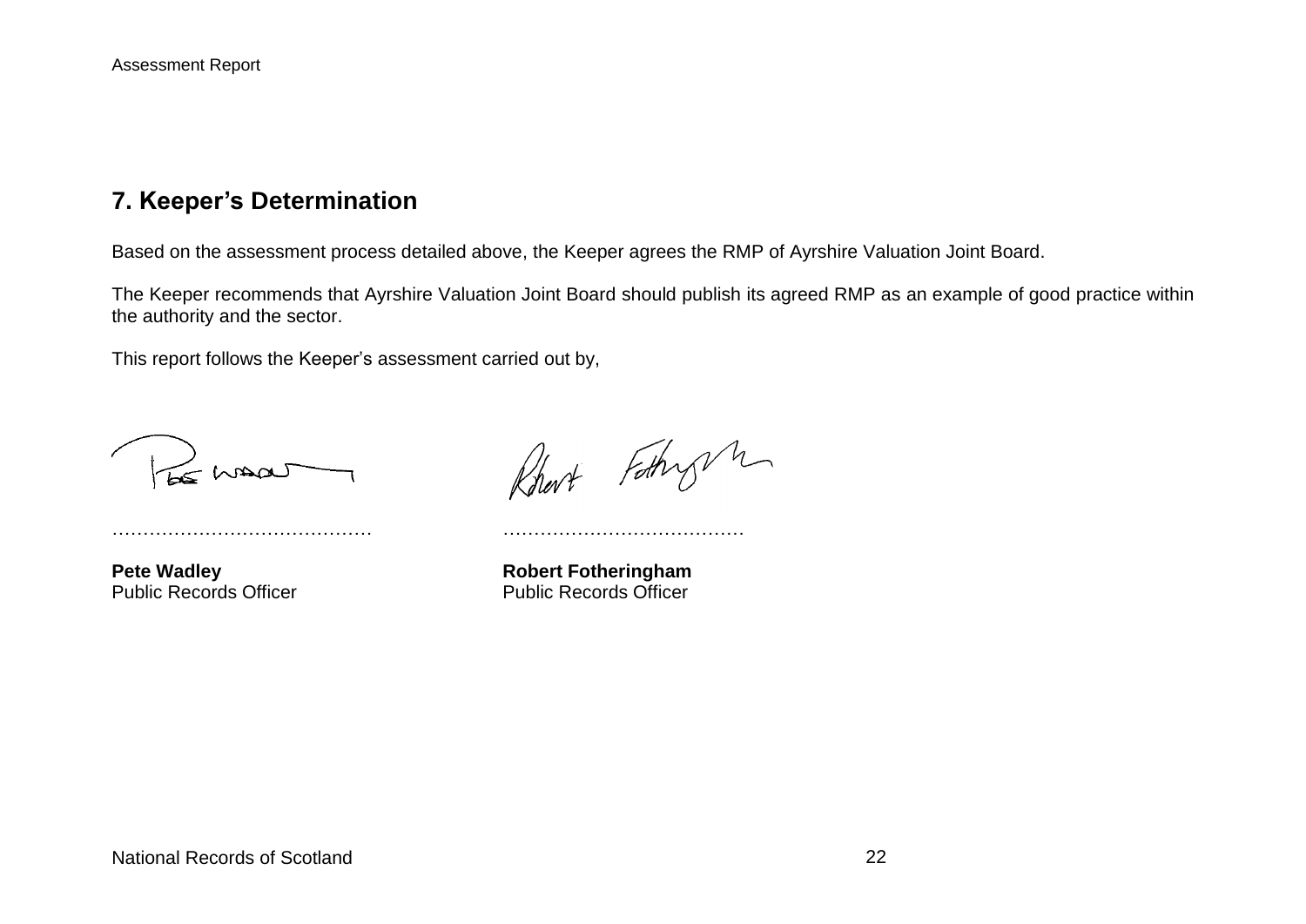## 7. Keeper's Determination

Based on the assessment process detailed above, the Keeper agrees the RMP of Ayrshire Valuation Joint Board.

The Keeper recommends that Ayrshire Valuation Joint Board should publish its agreed RMP as an example of good practice within the authority and the sector.

This report follows the Keeper's assessment carried out by,

……………………………………

**Pete Wadley**
Public Records Officer

…………………………………

**Robert Fotheringham**
Public Records Officer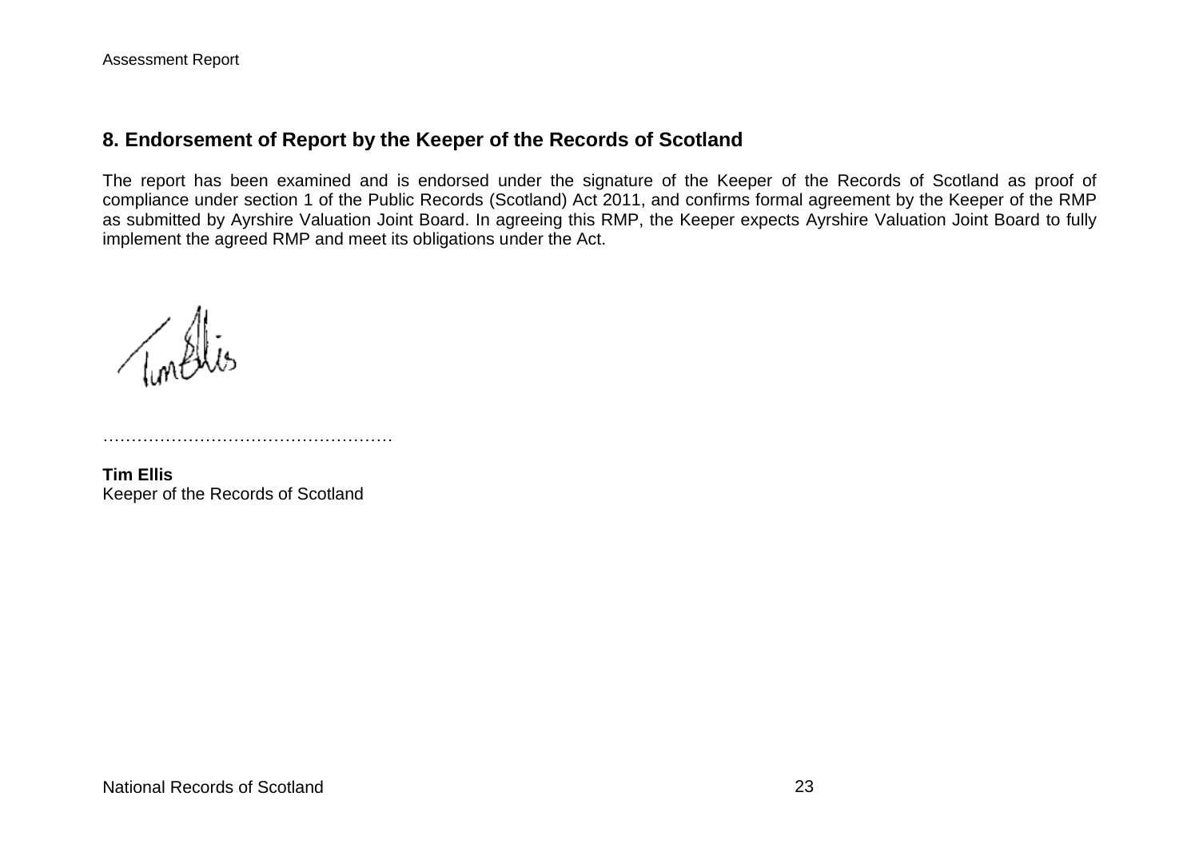## 8. Endorsement of Report by the Keeper of the Records of Scotland

The report has been examined and is endorsed under the signature of the Keeper of the Records of Scotland as proof of compliance under section 1 of the Public Records (Scotland) Act 2011, and confirms formal agreement by the Keeper of the RMP as submitted by Ayrshire Valuation Joint Board. In agreeing this RMP, the Keeper expects Ayrshire Valuation Joint Board to fully implement the agreed RMP and meet its obligations under the Act.

……………………………………………

**Tim Ellis**
Keeper of the Records of Scotland